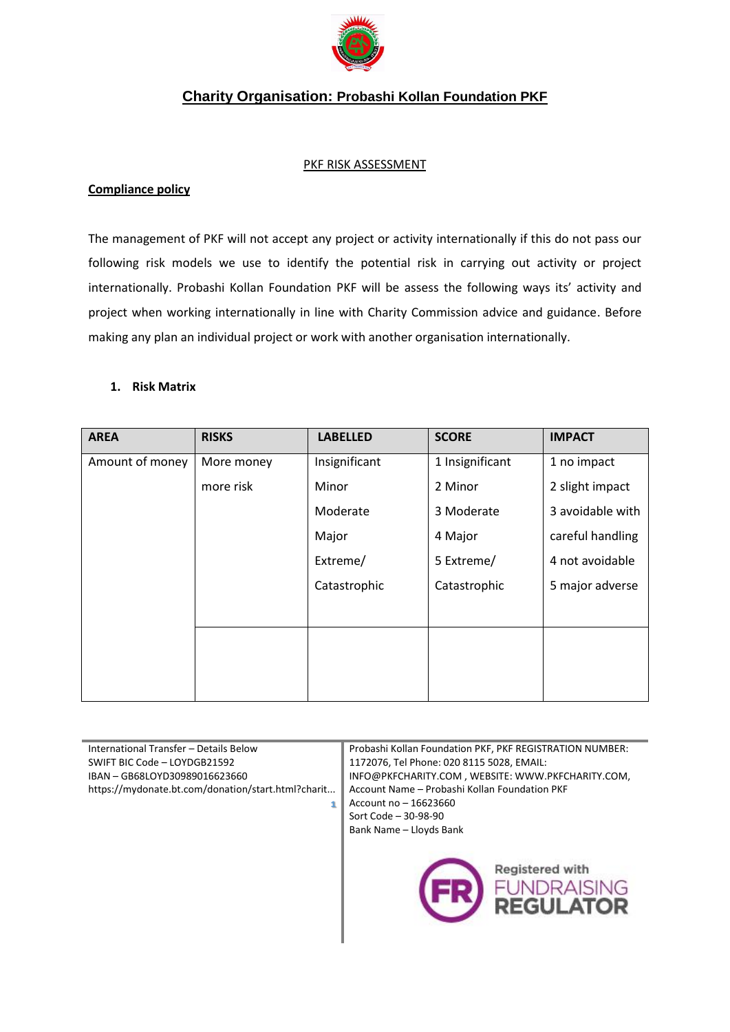## Charity Organisation: Probashi Kollan Foundation PKF

PKF RISK ASSESSMENT

**Compliance policy**

The management of PKF will not accept any project or activity internationally if this do not pass our following risk models we use to identify the potential risk in carrying out activity or project internationally. Probashi Kollan Foundation PKF will be assess the following ways its' activity and project when working internationally in line with Charity Commission advice and guidance. Before making any plan an individual project or work with another organisation internationally.

1. **Risk Matrix**

| AREA | RISKS | LABELLED | SCORE | IMPACT |
|---|---|---|---|---|
| Amount of money | More money more risk | Insignificant<br>Minor<br>Moderate<br>Major<br>Extreme/ Catastrophic | 1 Insignificant<br>2 Minor<br>3 Moderate<br>4 Major<br>5 Extreme/ Catastrophic | 1 no impact<br>2 slight impact<br>3 avoidable with careful handling<br>4 not avoidable<br>5 major adverse |
| | | | | |

International Transfer – Details Below
SWIFT BIC Code – LOYDGB21592
IBAN – GB68LOYD30989016623660
https://mydonate.bt.com/donation/start.html?charit...

Probashi Kollan Foundation PKF, PKF REGISTRATION NUMBER: 1172076, Tel Phone: 020 8115 5028, EMAIL: INFO@PKFCHARITY.COM , WEBSITE: WWW.PKFCHARITY.COM,
Account Name – Probashi Kollan Foundation PKF
Account no – 16623660
Sort Code – 30-98-90
Bank Name – Lloyds Bank

Registered with FUNDRAISING REGULATOR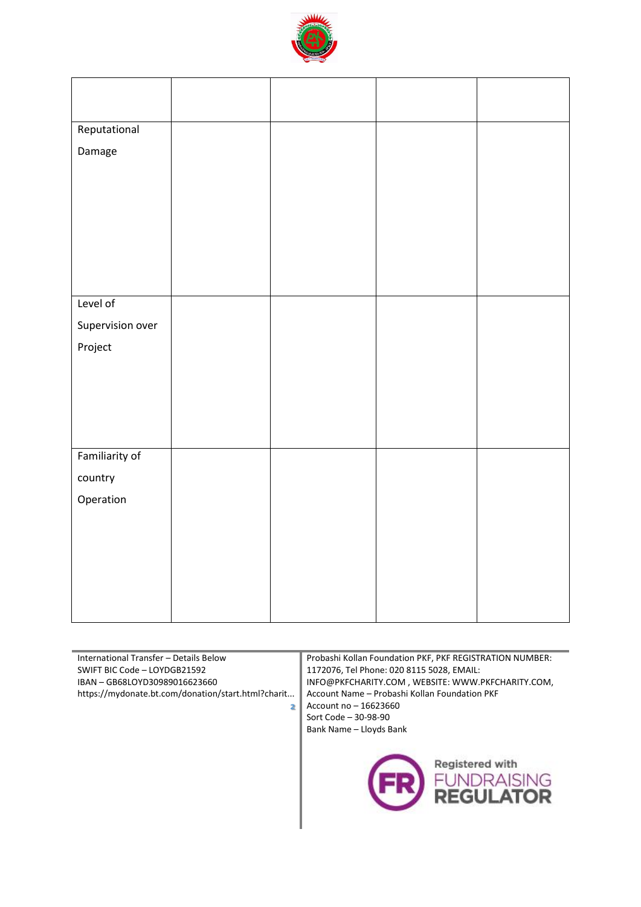| | | | | |
|---|---|---|---|---|
| Reputational Damage | | | | |
| Level of Supervision over Project | | | | |
| Familiarity of country Operation | | | | |

International Transfer – Details Below
SWIFT BIC Code – LOYDGB21592
IBAN – GB68LOYD30989016623660
https://mydonate.bt.com/donation/start.html?charit...

Probashi Kollan Foundation PKF, PKF REGISTRATION NUMBER: 1172076, Tel Phone: 020 8115 5028, EMAIL: INFO@PKFCHARITY.COM , WEBSITE: WWW.PKFCHARITY.COM,
Account Name – Probashi Kollan Foundation PKF
Account no – 16623660
Sort Code – 30-98-90
Bank Name – Lloyds Bank

Registered with FUNDRAISING REGULATOR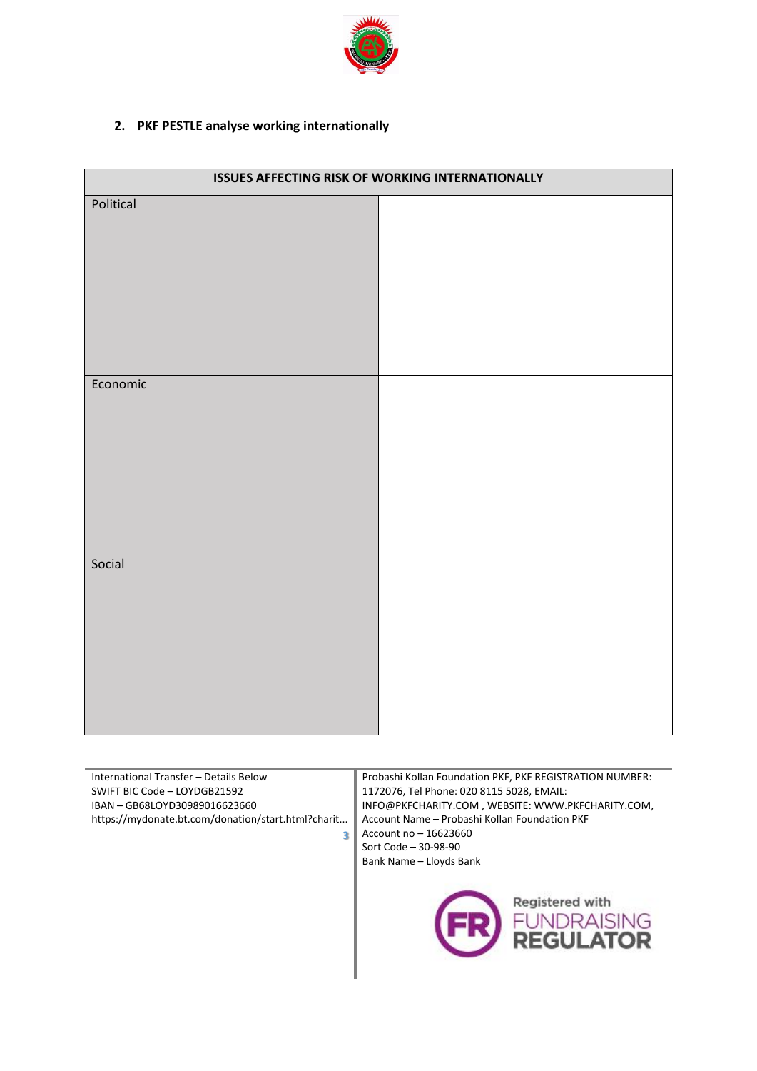## 2. PKF PESTLE analyse working internationally

| ISSUES AFFECTING RISK OF WORKING INTERNATIONALLY | |
|---|---|
| Political | |
| Economic | |
| Social | |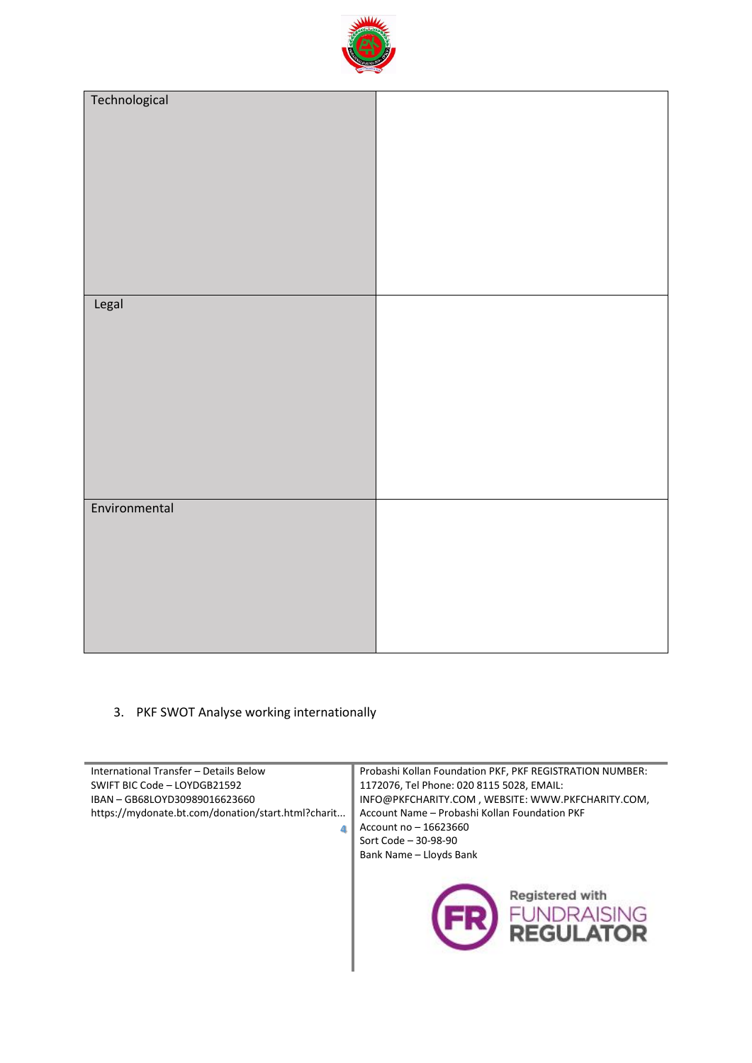| Technological | |
|---|---|
| Legal | |
| Environmental | |

3. PKF SWOT Analyse working internationally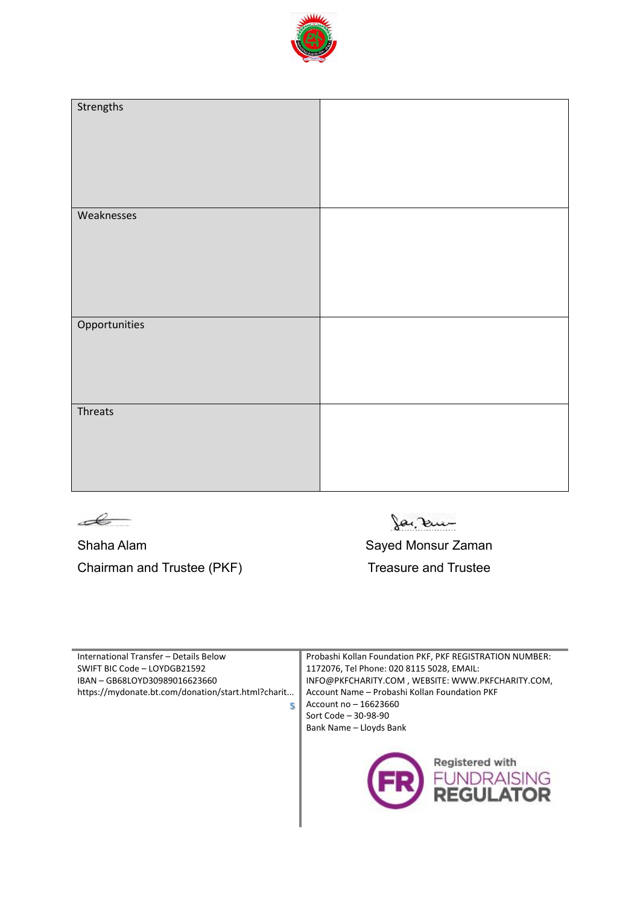| Strengths | |
|---|---|
| Weaknesses | |
| Opportunities | |
| Threats | |

Shaha Alam
Chairman and Trustee (PKF)

Sayed Monsur Zaman
Treasure and Trustee

International Transfer – Details Below
SWIFT BIC Code – LOYDGB21592
IBAN – GB68LOYD30989016623660
https://mydonate.bt.com/donation/start.html?charit...

Probashi Kollan Foundation PKF, PKF REGISTRATION NUMBER: 1172076, Tel Phone: 020 8115 5028, EMAIL: INFO@PKFCHARITY.COM , WEBSITE: WWW.PKFCHARITY.COM,
Account Name – Probashi Kollan Foundation PKF
Account no – 16623660
Sort Code – 30-98-90
Bank Name – Lloyds Bank

Registered with FUNDRAISING REGULATOR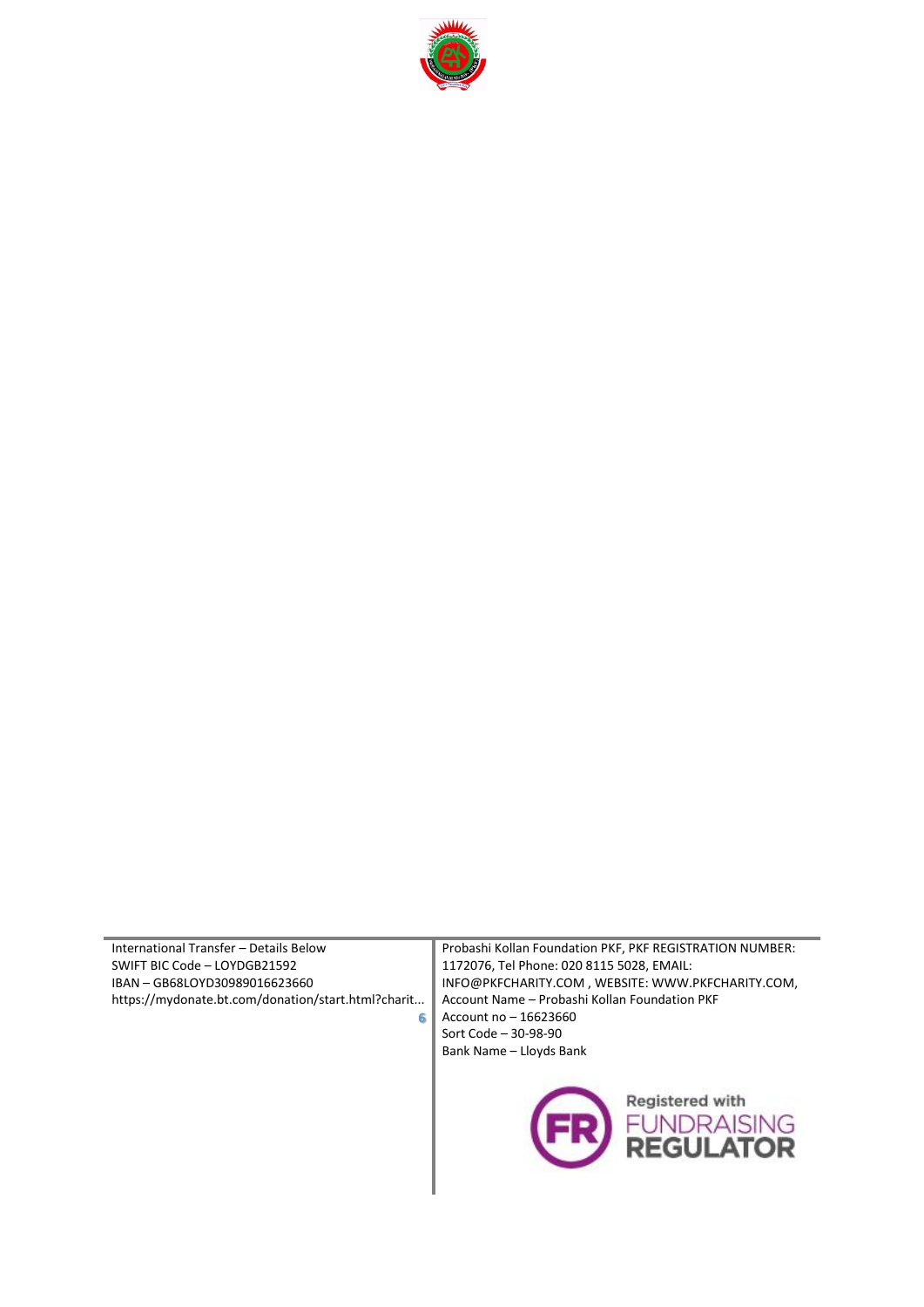International Transfer – Details Below
SWIFT BIC Code – LOYDGB21592
IBAN – GB68LOYD30989016623660
https://mydonate.bt.com/donation/start.html?charit...

Probashi Kollan Foundation PKF, PKF REGISTRATION NUMBER: 1172076, Tel Phone: 020 8115 5028, EMAIL: INFO@PKFCHARITY.COM , WEBSITE: WWW.PKFCHARITY.COM,
Account Name – Probashi Kollan Foundation PKF
Account no – 16623660
Sort Code – 30-98-90
Bank Name – Lloyds Bank

Registered with FUNDRAISING REGULATOR